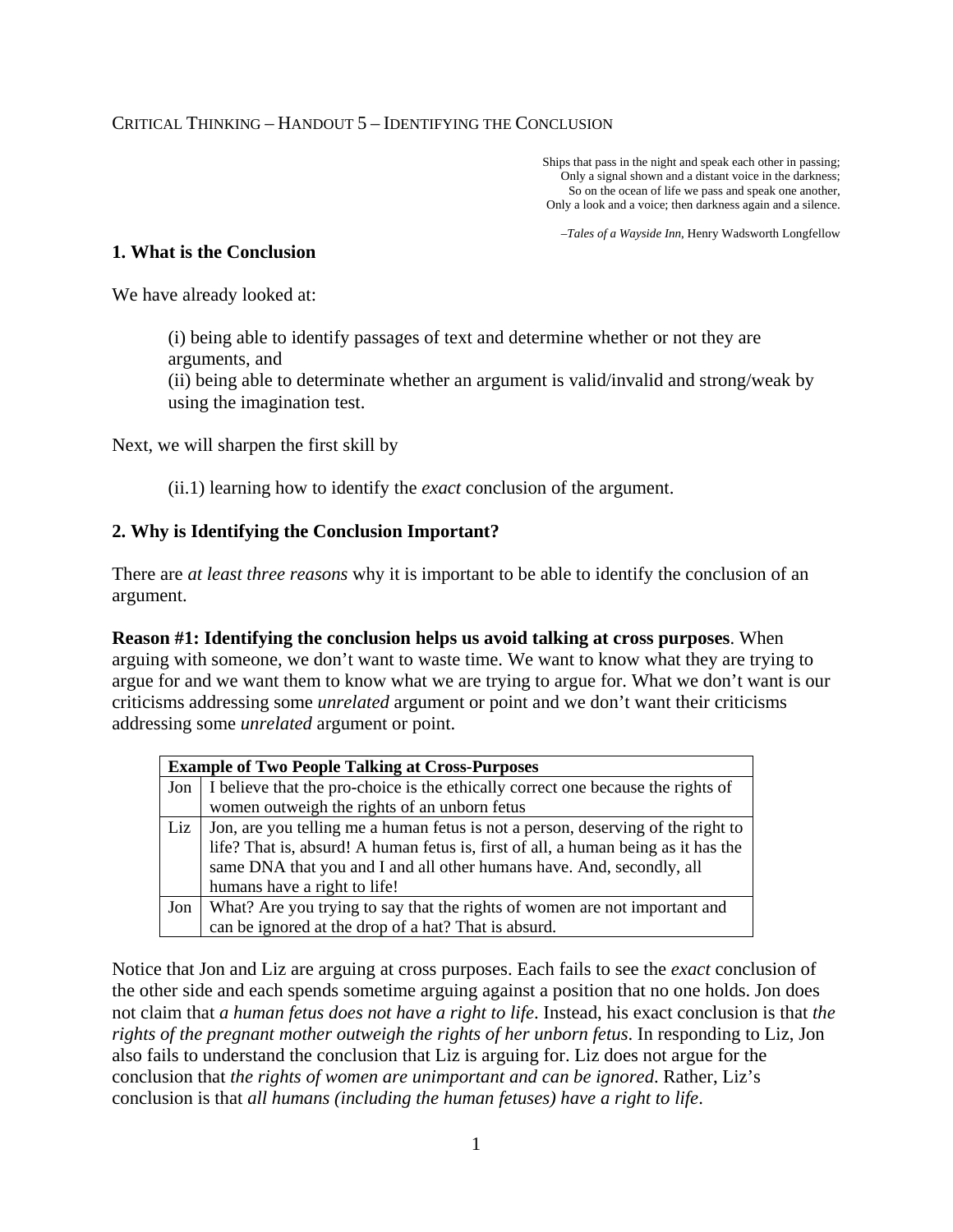CRITICAL THINKING – HANDOUT 5 – IDENTIFYING THE CONCLUSION

> Ships that pass in the night and speak each other in passing;
> Only a signal shown and a distant voice in the darkness;
> So on the ocean of life we pass and speak one another,
> Only a look and a voice; then darkness again and a silence.
>
> –*Tales of a Wayside Inn*, Henry Wadsworth Longfellow

## 1. What is the Conclusion

We have already looked at:

> (i) being able to identify passages of text and determine whether or not they are arguments, and
> (ii) being able to determinate whether an argument is valid/invalid and strong/weak by using the imagination test.

Next, we will sharpen the first skill by

> (ii.1) learning how to identify the *exact* conclusion of the argument.

## 2. Why is Identifying the Conclusion Important?

There are *at least three reasons* why it is important to be able to identify the conclusion of an argument.

**Reason #1: Identifying the conclusion helps us avoid talking at cross purposes**. When arguing with someone, we don't want to waste time. We want to know what they are trying to argue for and we want them to know what we are trying to argue for. What we don't want is our criticisms addressing some *unrelated* argument or point and we don't want their criticisms addressing some *unrelated* argument or point.

| **Example of Two People Talking at Cross-Purposes** | |
|---|---|
| Jon | I believe that the pro-choice is the ethically correct one because the rights of women outweigh the rights of an unborn fetus |
| Liz | Jon, are you telling me a human fetus is not a person, deserving of the right to life? That is, absurd! A human fetus is, first of all, a human being as it has the same DNA that you and I and all other humans have. And, secondly, all humans have a right to life! |
| Jon | What? Are you trying to say that the rights of women are not important and can be ignored at the drop of a hat? That is absurd. |

Notice that Jon and Liz are arguing at cross purposes. Each fails to see the *exact* conclusion of the other side and each spends sometime arguing against a position that no one holds. Jon does not claim that *a human fetus does not have a right to life*. Instead, his exact conclusion is that *the rights of the pregnant mother outweigh the rights of her unborn fetus*. In responding to Liz, Jon also fails to understand the conclusion that Liz is arguing for. Liz does not argue for the conclusion that *the rights of women are unimportant and can be ignored*. Rather, Liz's conclusion is that *all humans (including the human fetuses) have a right to life*.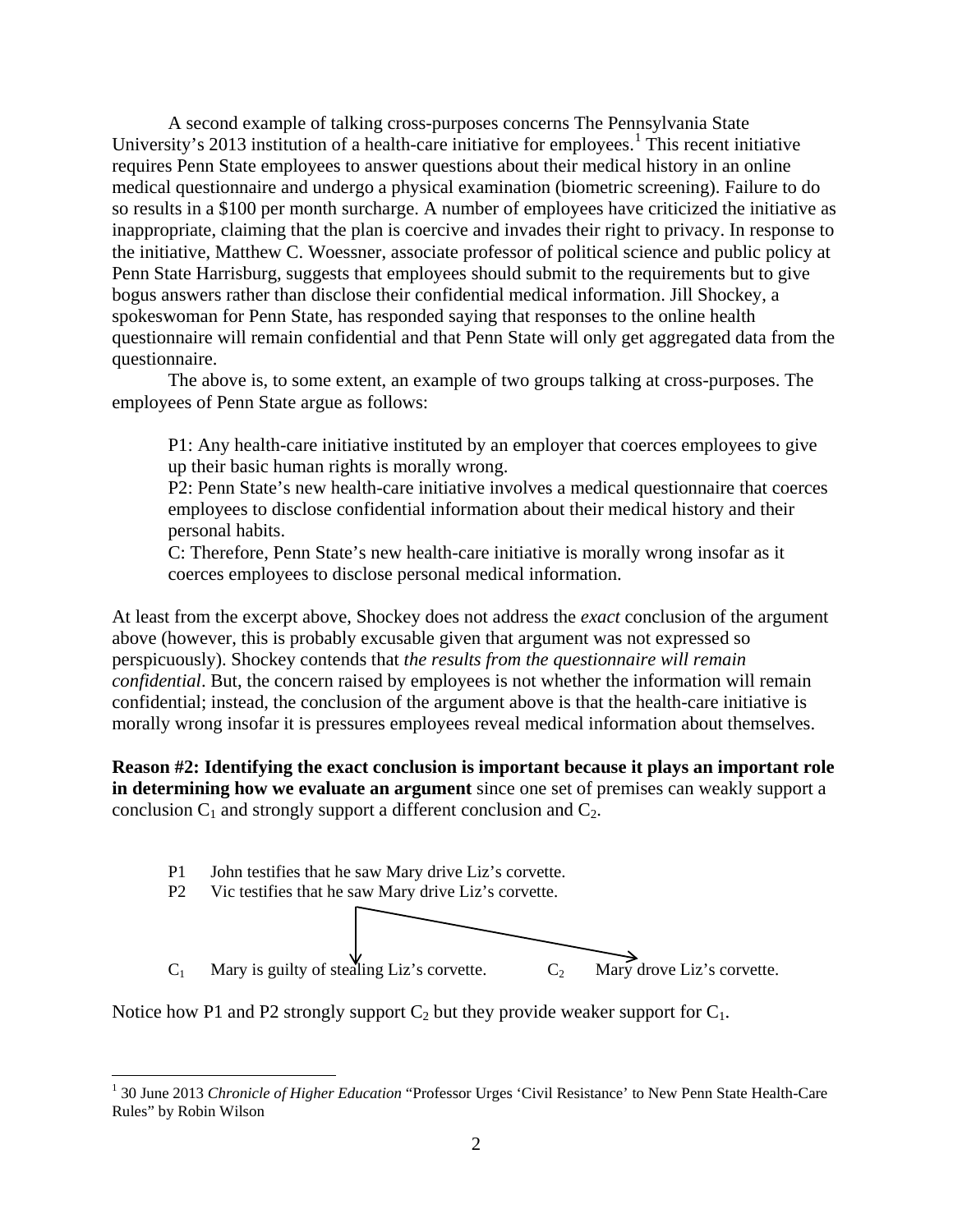A second example of talking cross-purposes concerns The Pennsylvania State University's 2013 institution of a health-care initiative for employees.[1] This recent initiative requires Penn State employees to answer questions about their medical history in an online medical questionnaire and undergo a physical examination (biometric screening). Failure to do so results in a $100 per month surcharge. A number of employees have criticized the initiative as inappropriate, claiming that the plan is coercive and invades their right to privacy. In response to the initiative, Matthew C. Woessner, associate professor of political science and public policy at Penn State Harrisburg, suggests that employees should submit to the requirements but to give bogus answers rather than disclose their confidential medical information. Jill Shockey, a spokeswoman for Penn State, has responded saying that responses to the online health questionnaire will remain confidential and that Penn State will only get aggregated data from the questionnaire.

The above is, to some extent, an example of two groups talking at cross-purposes. The employees of Penn State argue as follows:

> P1: Any health-care initiative instituted by an employer that coerces employees to give up their basic human rights is morally wrong.
> P2: Penn State's new health-care initiative involves a medical questionnaire that coerces employees to disclose confidential information about their medical history and their personal habits.
> C: Therefore, Penn State's new health-care initiative is morally wrong insofar as it coerces employees to disclose personal medical information.

At least from the excerpt above, Shockey does not address the *exact* conclusion of the argument above (however, this is probably excusable given that argument was not expressed so perspicuously). Shockey contends that *the results from the questionnaire will remain confidential*. But, the concern raised by employees is not whether the information will remain confidential; instead, the conclusion of the argument above is that the health-care initiative is morally wrong insofar it is pressures employees reveal medical information about themselves.

**Reason #2: Identifying the exact conclusion is important because it plays an important role in determining how we evaluate an argument** since one set of premises can weakly support a conclusion $C_1$ and strongly support a different conclusion and $C_2$.

P1 John testifies that he saw Mary drive Liz's corvette.
P2 Vic testifies that he saw Mary drive Liz's corvette.

$C_1$ Mary is guilty of stealing Liz's corvette. $C_2$ Mary drove Liz's corvette.

Notice how P1 and P2 strongly support $C_2$ but they provide weaker support for $C_1$.

[1] 30 June 2013 *Chronicle of Higher Education* "Professor Urges 'Civil Resistance' to New Penn State Health-Care Rules" by Robin Wilson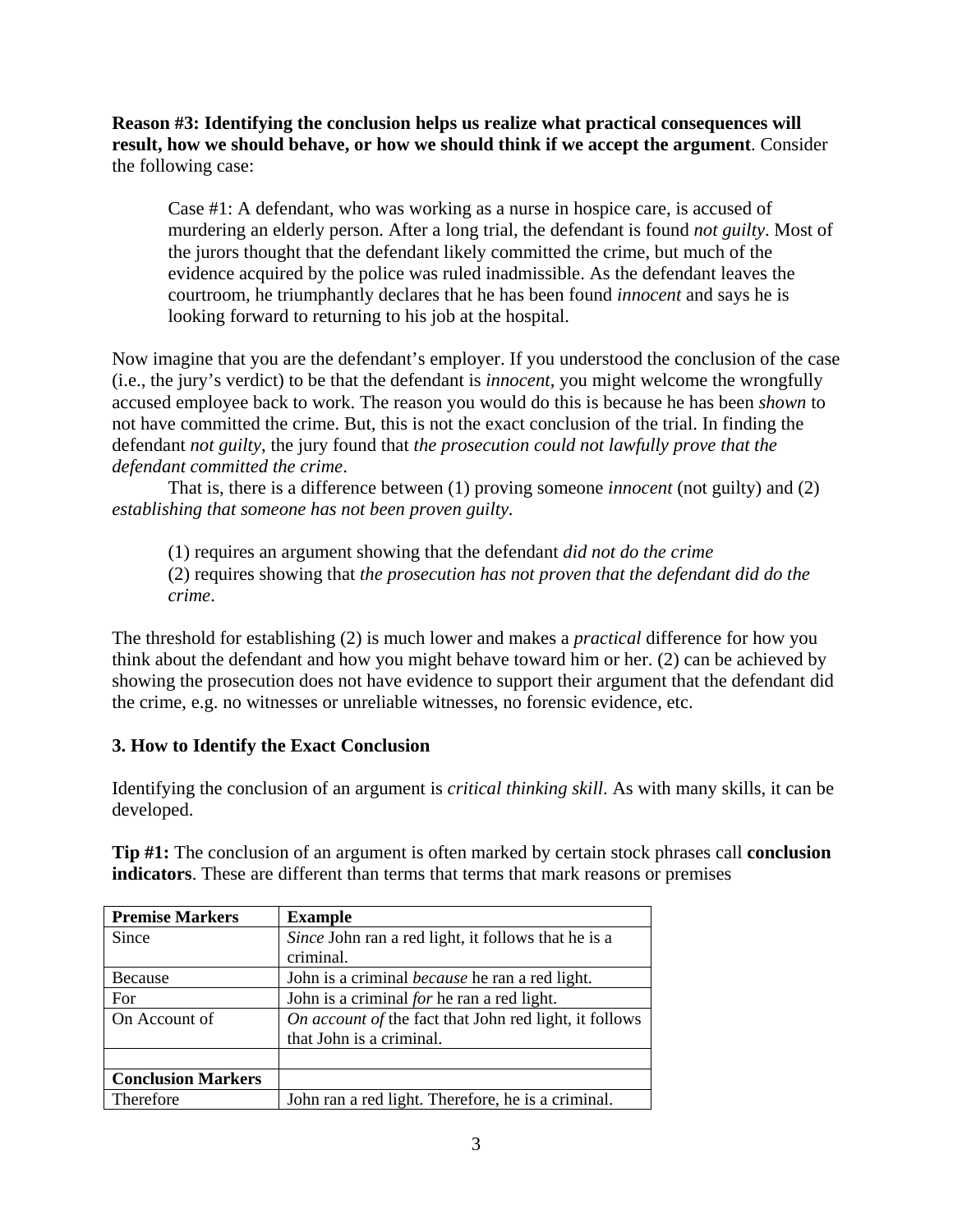**Reason #3: Identifying the conclusion helps us realize what practical consequences will result, how we should behave, or how we should think if we accept the argument**. Consider the following case:

> Case #1: A defendant, who was working as a nurse in hospice care, is accused of murdering an elderly person. After a long trial, the defendant is found *not guilty*. Most of the jurors thought that the defendant likely committed the crime, but much of the evidence acquired by the police was ruled inadmissible. As the defendant leaves the courtroom, he triumphantly declares that he has been found *innocent* and says he is looking forward to returning to his job at the hospital.

Now imagine that you are the defendant's employer. If you understood the conclusion of the case (i.e., the jury's verdict) to be that the defendant is *innocent*, you might welcome the wrongfully accused employee back to work. The reason you would do this is because he has been *shown* to not have committed the crime. But, this is not the exact conclusion of the trial. In finding the defendant *not guilty*, the jury found that *the prosecution could not lawfully prove that the defendant committed the crime*.

That is, there is a difference between (1) proving someone *innocent* (not guilty) and (2) *establishing that someone has not been proven guilty*.

> (1) requires an argument showing that the defendant *did not do the crime*
> (2) requires showing that *the prosecution has not proven that the defendant did do the crime*.

The threshold for establishing (2) is much lower and makes a *practical* difference for how you think about the defendant and how you might behave toward him or her. (2) can be achieved by showing the prosecution does not have evidence to support their argument that the defendant did the crime, e.g. no witnesses or unreliable witnesses, no forensic evidence, etc.

### 3. How to Identify the Exact Conclusion

Identifying the conclusion of an argument is *critical thinking skill*. As with many skills, it can be developed.

**Tip #1:** The conclusion of an argument is often marked by certain stock phrases call **conclusion indicators**. These are different than terms that terms that mark reasons or premises

| **Premise Markers** | **Example** |
|---|---|
| Since | *Since* John ran a red light, it follows that he is a criminal. |
| Because | John is a criminal *because* he ran a red light. |
| For | John is a criminal *for* he ran a red light. |
| On Account of | *On account of* the fact that John red light, it follows that John is a criminal. |
| | |
| **Conclusion Markers** | |
| Therefore | John ran a red light. Therefore, he is a criminal. |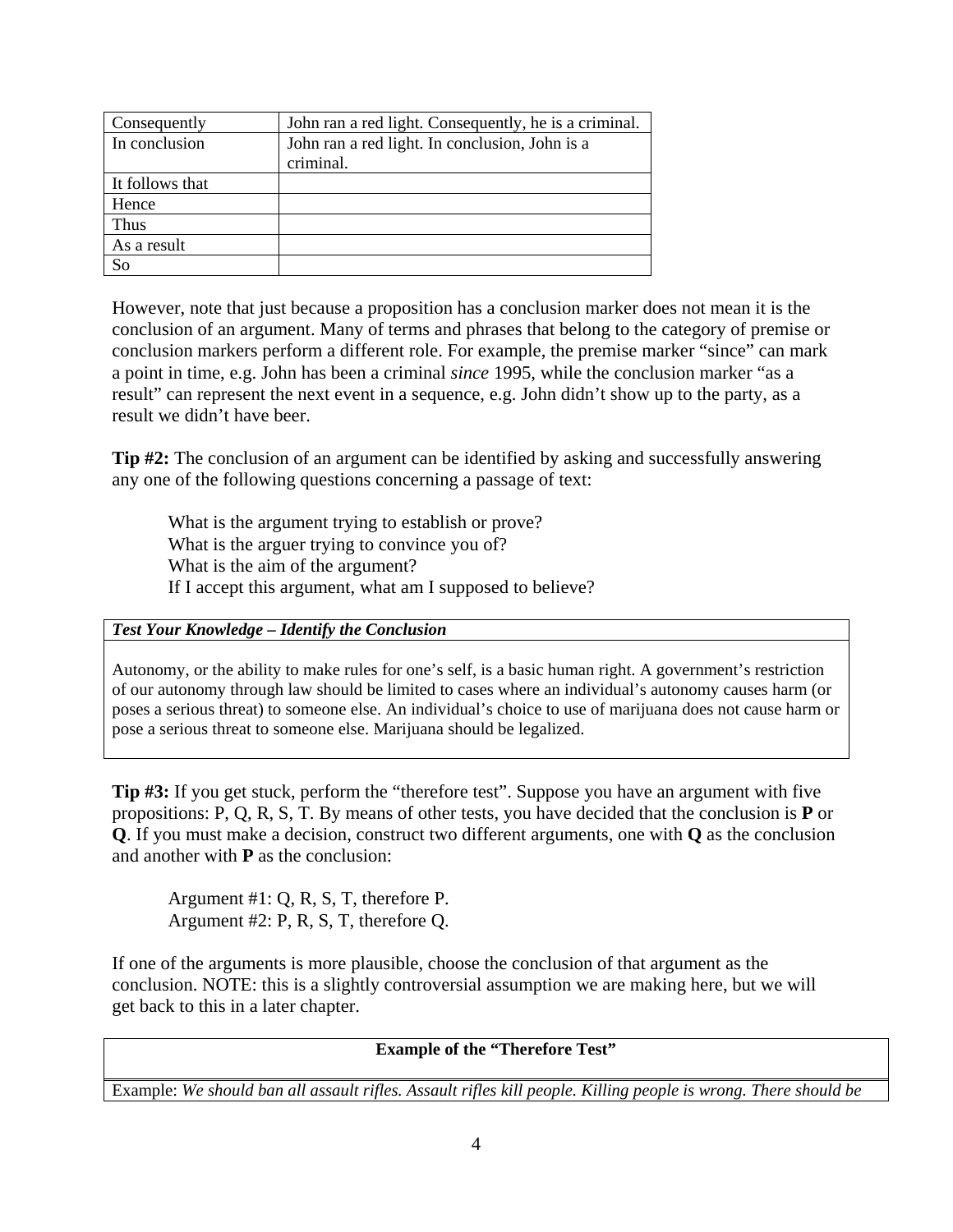| Consequently | John ran a red light. Consequently, he is a criminal. |
|---|---|
| In conclusion | John ran a red light. In conclusion, John is a criminal. |
| It follows that | |
| Hence | |
| Thus | |
| As a result | |
| So | |

However, note that just because a proposition has a conclusion marker does not mean it is the conclusion of an argument. Many of terms and phrases that belong to the category of premise or conclusion markers perform a different role. For example, the premise marker "since" can mark a point in time, e.g. John has been a criminal *since* 1995, while the conclusion marker "as a result" can represent the next event in a sequence, e.g. John didn't show up to the party, as a result we didn't have beer.

**Tip #2:** The conclusion of an argument can be identified by asking and successfully answering any one of the following questions concerning a passage of text:

> What is the argument trying to establish or prove?
> What is the arguer trying to convince you of?
> What is the aim of the argument?
> If I accept this argument, what am I supposed to believe?

| ***Test Your Knowledge – Identify the Conclusion*** |
|---|
| Autonomy, or the ability to make rules for one's self, is a basic human right. A government's restriction of our autonomy through law should be limited to cases where an individual's autonomy causes harm (or poses a serious threat) to someone else. An individual's choice to use of marijuana does not cause harm or pose a serious threat to someone else. Marijuana should be legalized. |

**Tip #3:** If you get stuck, perform the "therefore test". Suppose you have an argument with five propositions: P, Q, R, S, T. By means of other tests, you have decided that the conclusion is **P** or **Q**. If you must make a decision, construct two different arguments, one with **Q** as the conclusion and another with **P** as the conclusion:

> Argument #1: Q, R, S, T, therefore P.
> Argument #2: P, R, S, T, therefore Q.

If one of the arguments is more plausible, choose the conclusion of that argument as the conclusion. NOTE: this is a slightly controversial assumption we are making here, but we will get back to this in a later chapter.

| **Example of the "Therefore Test"** |
|---|
| Example: *We should ban all assault rifles. Assault rifles kill people. Killing people is wrong. There should be* |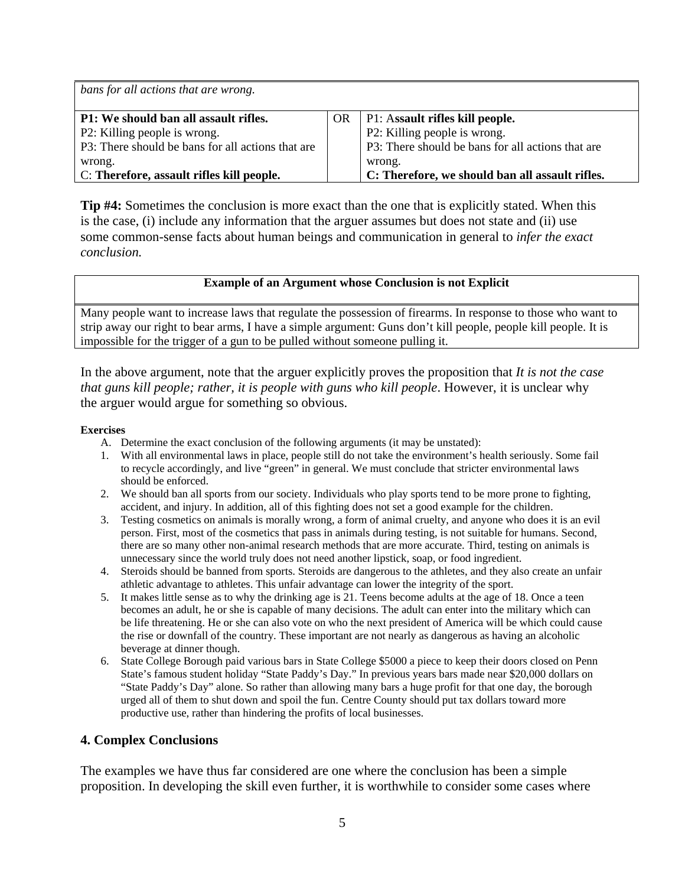| *bans for all actions that are wrong.* | | |
|---|---|---|
| **P1: We should ban all assault rifles.**<br>P2: Killing people is wrong.<br>P3: There should be bans for all actions that are wrong.<br>C: **Therefore, assault rifles kill people.** | OR | P1: A**ssault rifles kill people.**<br>P2: Killing people is wrong.<br>P3: There should be bans for all actions that are wrong.<br>**C: Therefore, we should ban all assault rifles.** |

**Tip #4:** Sometimes the conclusion is more exact than the one that is explicitly stated. When this is the case, (i) include any information that the arguer assumes but does not state and (ii) use some common-sense facts about human beings and communication in general to *infer the exact conclusion.*

| **Example of an Argument whose Conclusion is not Explicit** |
|---|
| Many people want to increase laws that regulate the possession of firearms. In response to those who want to strip away our right to bear arms, I have a simple argument: Guns don't kill people, people kill people. It is impossible for the trigger of a gun to be pulled without someone pulling it. |

In the above argument, note that the arguer explicitly proves the proposition that *It is not the case that guns kill people; rather, it is people with guns who kill people*. However, it is unclear why the arguer would argue for something so obvious.

**Exercises**

A. Determine the exact conclusion of the following arguments (it may be unstated):

1. With all environmental laws in place, people still do not take the environment's health seriously. Some fail to recycle accordingly, and live "green" in general. We must conclude that stricter environmental laws should be enforced.
2. We should ban all sports from our society. Individuals who play sports tend to be more prone to fighting, accident, and injury. In addition, all of this fighting does not set a good example for the children.
3. Testing cosmetics on animals is morally wrong, a form of animal cruelty, and anyone who does it is an evil person. First, most of the cosmetics that pass in animals during testing, is not suitable for humans. Second, there are so many other non-animal research methods that are more accurate. Third, testing on animals is unnecessary since the world truly does not need another lipstick, soap, or food ingredient.
4. Steroids should be banned from sports. Steroids are dangerous to the athletes, and they also create an unfair athletic advantage to athletes. This unfair advantage can lower the integrity of the sport.
5. It makes little sense as to why the drinking age is 21. Teens become adults at the age of 18. Once a teen becomes an adult, he or she is capable of many decisions. The adult can enter into the military which can be life threatening. He or she can also vote on who the next president of America will be which could cause the rise or downfall of the country. These important are not nearly as dangerous as having an alcoholic beverage at dinner though.
6. State College Borough paid various bars in State College $5000 a piece to keep their doors closed on Penn State's famous student holiday "State Paddy's Day." In previous years bars made near $20,000 dollars on "State Paddy's Day" alone. So rather than allowing many bars a huge profit for that one day, the borough urged all of them to shut down and spoil the fun. Centre County should put tax dollars toward more productive use, rather than hindering the profits of local businesses.

### 4. Complex Conclusions

The examples we have thus far considered are one where the conclusion has been a simple proposition. In developing the skill even further, it is worthwhile to consider some cases where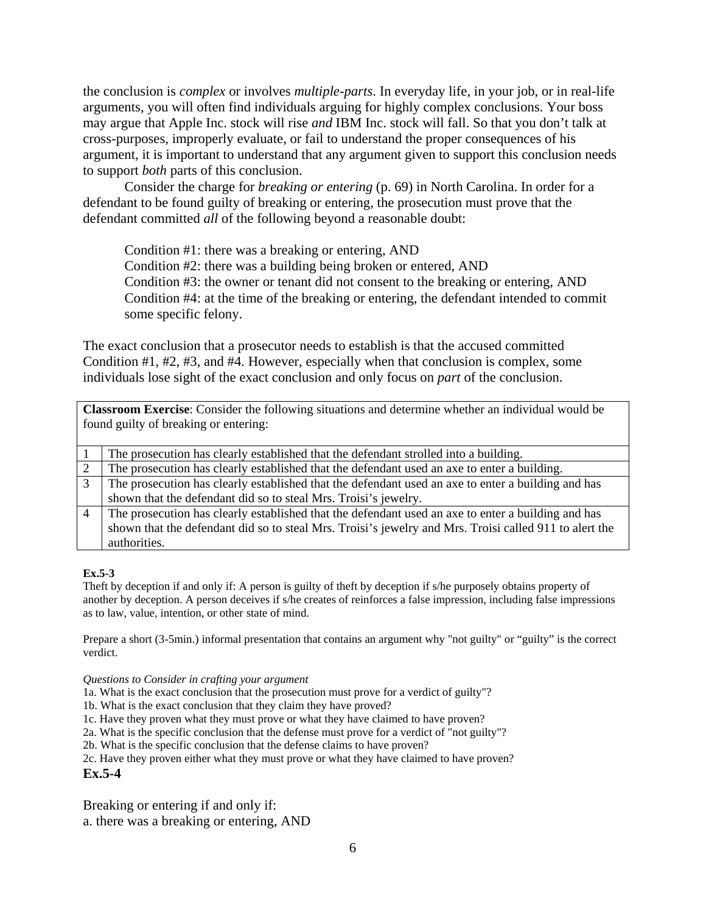the conclusion is *complex* or involves *multiple-parts*. In everyday life, in your job, or in real-life arguments, you will often find individuals arguing for highly complex conclusions. Your boss may argue that Apple Inc. stock will rise *and* IBM Inc. stock will fall. So that you don't talk at cross-purposes, improperly evaluate, or fail to understand the proper consequences of his argument, it is important to understand that any argument given to support this conclusion needs to support *both* parts of this conclusion.

Consider the charge for *breaking or entering* (p. 69) in North Carolina. In order for a defendant to be found guilty of breaking or entering, the prosecution must prove that the defendant committed *all* of the following beyond a reasonable doubt:

> Condition #1: there was a breaking or entering, AND
> Condition #2: there was a building being broken or entered, AND
> Condition #3: the owner or tenant did not consent to the breaking or entering, AND
> Condition #4: at the time of the breaking or entering, the defendant intended to commit some specific felony.

The exact conclusion that a prosecutor needs to establish is that the accused committed Condition #1, #2, #3, and #4. However, especially when that conclusion is complex, some individuals lose sight of the exact conclusion and only focus on *part* of the conclusion.

**Classroom Exercise**: Consider the following situations and determine whether an individual would be found guilty of breaking or entering:

| | |
|---|---|
| 1 | The prosecution has clearly established that the defendant strolled into a building. |
| 2 | The prosecution has clearly established that the defendant used an axe to enter a building. |
| 3 | The prosecution has clearly established that the defendant used an axe to enter a building and has shown that the defendant did so to steal Mrs. Troisi's jewelry. |
| 4 | The prosecution has clearly established that the defendant used an axe to enter a building and has shown that the defendant did so to steal Mrs. Troisi's jewelry and Mrs. Troisi called 911 to alert the authorities. |

**Ex.5-3**

Theft by deception if and only if: A person is guilty of theft by deception if s/he purposely obtains property of another by deception. A person deceives if s/he creates of reinforces a false impression, including false impressions as to law, value, intention, or other state of mind.

Prepare a short (3-5min.) informal presentation that contains an argument why "not guilty" or "guilty" is the correct verdict.

*Questions to Consider in crafting your argument*

1a. What is the exact conclusion that the prosecution must prove for a verdict of guilty"?
1b. What is the exact conclusion that they claim they have proved?
1c. Have they proven what they must prove or what they have claimed to have proven?
2a. What is the specific conclusion that the defense must prove for a verdict of "not guilty"?
2b. What is the specific conclusion that the defense claims to have proven?
2c. Have they proven either what they must prove or what they have claimed to have proven?

**Ex.5-4**

Breaking or entering if and only if:
a. there was a breaking or entering, AND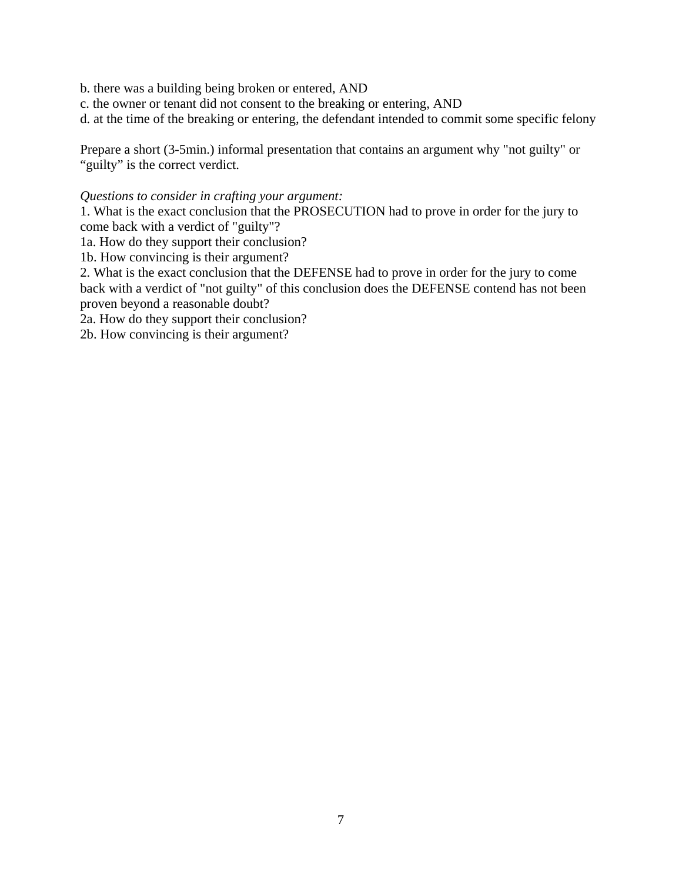b. there was a building being broken or entered, AND
c. the owner or tenant did not consent to the breaking or entering, AND
d. at the time of the breaking or entering, the defendant intended to commit some specific felony

Prepare a short (3-5min.) informal presentation that contains an argument why "not guilty" or "guilty" is the correct verdict.

*Questions to consider in crafting your argument:*

1. What is the exact conclusion that the PROSECUTION had to prove in order for the jury to come back with a verdict of "guilty"?

1a. How do they support their conclusion?

1b. How convincing is their argument?

2. What is the exact conclusion that the DEFENSE had to prove in order for the jury to come back with a verdict of "not guilty" of this conclusion does the DEFENSE contend has not been proven beyond a reasonable doubt?

2a. How do they support their conclusion?

2b. How convincing is their argument?